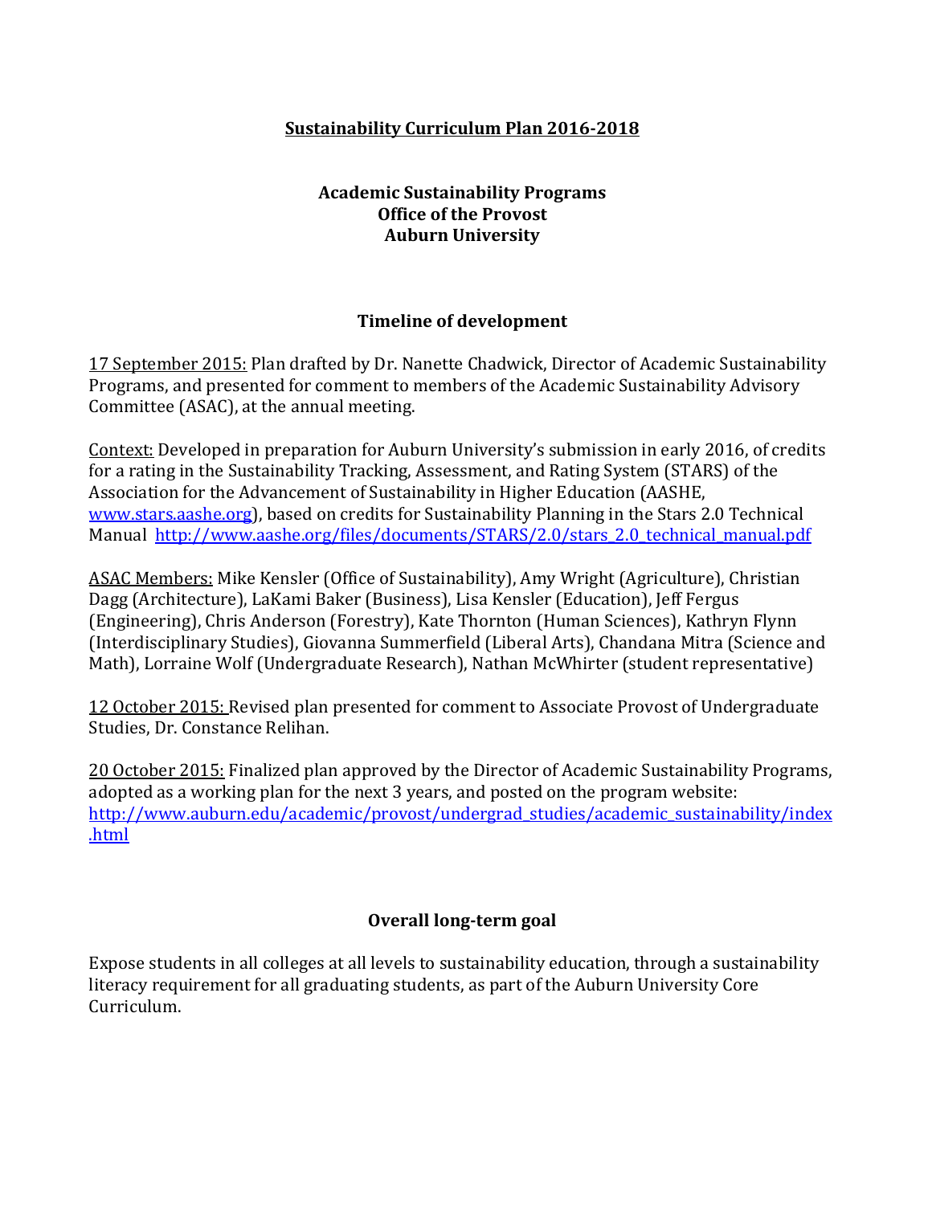# Sustainability Curriculum Plan 2016-2018

**Academic Sustainability Programs**
**Office of the Provost**
**Auburn University**

## Timeline of development

17 September 2015: Plan drafted by Dr. Nanette Chadwick, Director of Academic Sustainability Programs, and presented for comment to members of the Academic Sustainability Advisory Committee (ASAC), at the annual meeting.

Context: Developed in preparation for Auburn University's submission in early 2016, of credits for a rating in the Sustainability Tracking, Assessment, and Rating System (STARS) of the Association for the Advancement of Sustainability in Higher Education (AASHE, www.stars.aashe.org), based on credits for Sustainability Planning in the Stars 2.0 Technical Manual http://www.aashe.org/files/documents/STARS/2.0/stars_2.0_technical_manual.pdf

ASAC Members: Mike Kensler (Office of Sustainability), Amy Wright (Agriculture), Christian Dagg (Architecture), LaKami Baker (Business), Lisa Kensler (Education), Jeff Fergus (Engineering), Chris Anderson (Forestry), Kate Thornton (Human Sciences), Kathryn Flynn (Interdisciplinary Studies), Giovanna Summerfield (Liberal Arts), Chandana Mitra (Science and Math), Lorraine Wolf (Undergraduate Research), Nathan McWhirter (student representative)

12 October 2015: Revised plan presented for comment to Associate Provost of Undergraduate Studies, Dr. Constance Relihan.

20 October 2015: Finalized plan approved by the Director of Academic Sustainability Programs, adopted as a working plan for the next 3 years, and posted on the program website: http://www.auburn.edu/academic/provost/undergrad_studies/academic_sustainability/index.html

## Overall long-term goal

Expose students in all colleges at all levels to sustainability education, through a sustainability literacy requirement for all graduating students, as part of the Auburn University Core Curriculum.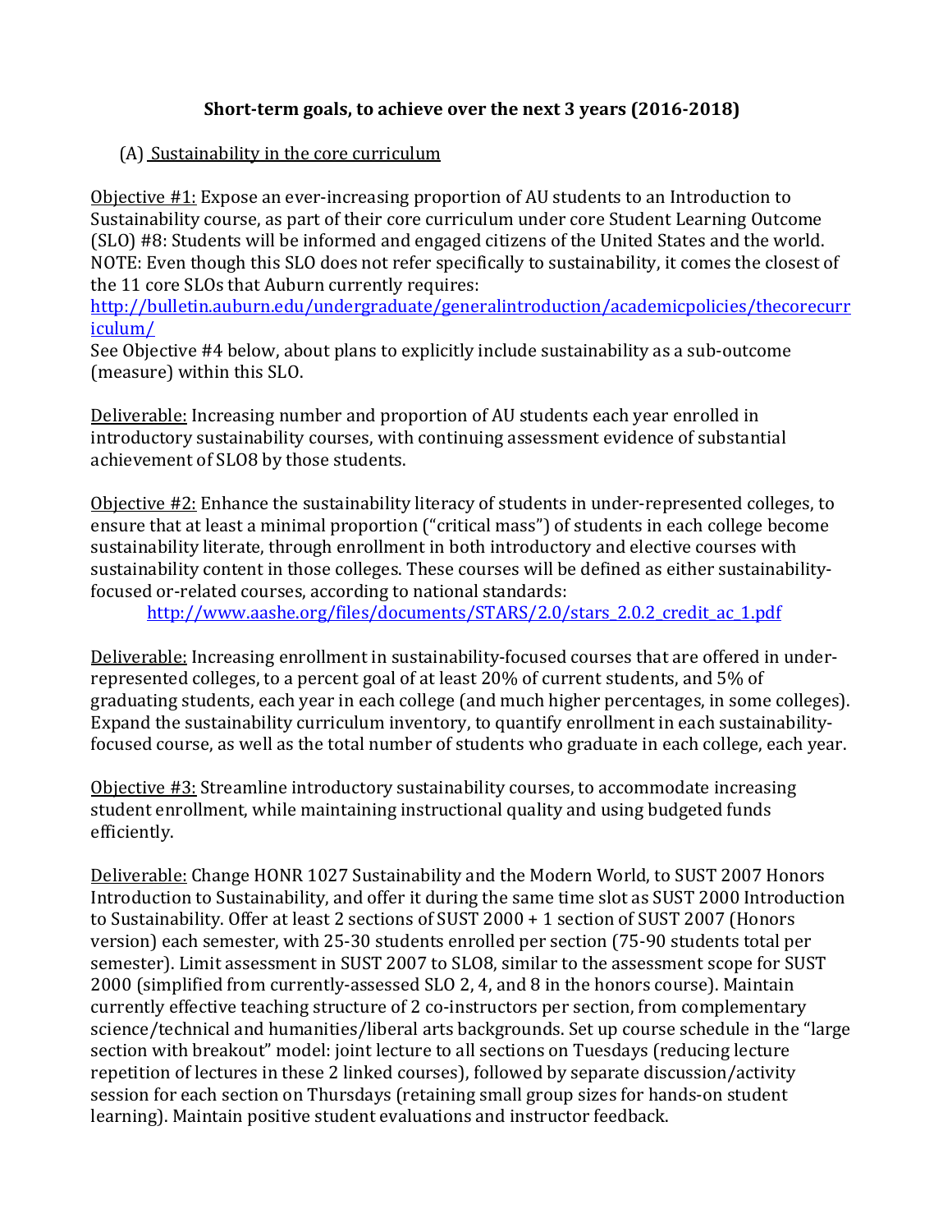## Short-term goals, to achieve over the next 3 years (2016-2018)

(A) Sustainability in the core curriculum

Objective #1: Expose an ever-increasing proportion of AU students to an Introduction to Sustainability course, as part of their core curriculum under core Student Learning Outcome (SLO) #8: Students will be informed and engaged citizens of the United States and the world. NOTE: Even though this SLO does not refer specifically to sustainability, it comes the closest of the 11 core SLOs that Auburn currently requires: http://bulletin.auburn.edu/undergraduate/generalintroduction/academicpolicies/thecorecurriculum/
See Objective #4 below, about plans to explicitly include sustainability as a sub-outcome (measure) within this SLO.

Deliverable: Increasing number and proportion of AU students each year enrolled in introductory sustainability courses, with continuing assessment evidence of substantial achievement of SLO8 by those students.

Objective #2: Enhance the sustainability literacy of students in under-represented colleges, to ensure that at least a minimal proportion ("critical mass") of students in each college become sustainability literate, through enrollment in both introductory and elective courses with sustainability content in those colleges. These courses will be defined as either sustainability-focused or-related courses, according to national standards:
http://www.aashe.org/files/documents/STARS/2.0/stars_2.0.2_credit_ac_1.pdf

Deliverable: Increasing enrollment in sustainability-focused courses that are offered in under-represented colleges, to a percent goal of at least 20% of current students, and 5% of graduating students, each year in each college (and much higher percentages, in some colleges). Expand the sustainability curriculum inventory, to quantify enrollment in each sustainability-focused course, as well as the total number of students who graduate in each college, each year.

Objective #3: Streamline introductory sustainability courses, to accommodate increasing student enrollment, while maintaining instructional quality and using budgeted funds efficiently.

Deliverable: Change HONR 1027 Sustainability and the Modern World, to SUST 2007 Honors Introduction to Sustainability, and offer it during the same time slot as SUST 2000 Introduction to Sustainability. Offer at least 2 sections of SUST 2000 + 1 section of SUST 2007 (Honors version) each semester, with 25-30 students enrolled per section (75-90 students total per semester). Limit assessment in SUST 2007 to SLO8, similar to the assessment scope for SUST 2000 (simplified from currently-assessed SLO 2, 4, and 8 in the honors course). Maintain currently effective teaching structure of 2 co-instructors per section, from complementary science/technical and humanities/liberal arts backgrounds. Set up course schedule in the "large section with breakout" model: joint lecture to all sections on Tuesdays (reducing lecture repetition of lectures in these 2 linked courses), followed by separate discussion/activity session for each section on Thursdays (retaining small group sizes for hands-on student learning). Maintain positive student evaluations and instructor feedback.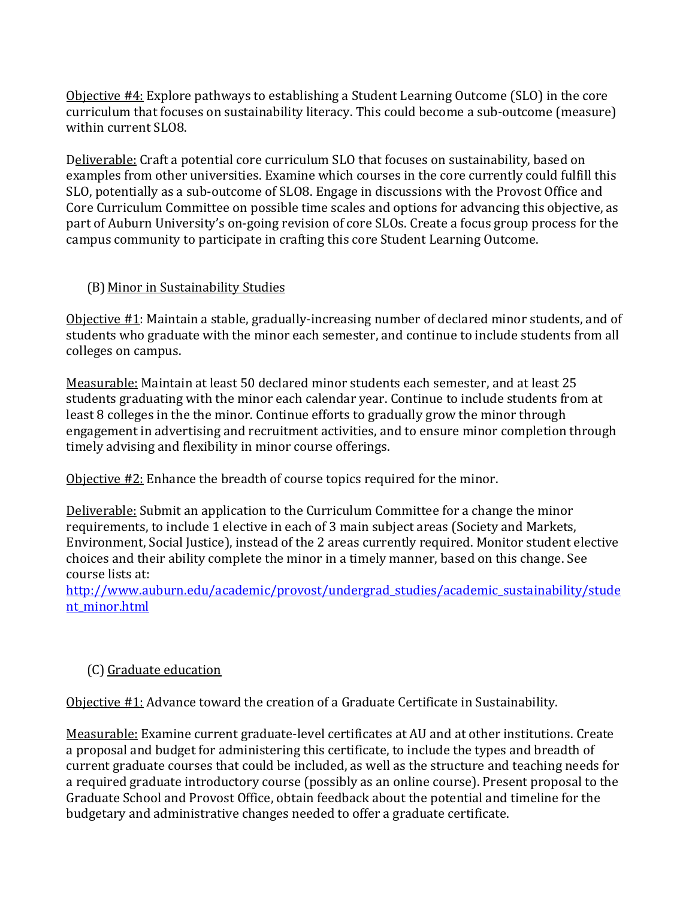Objective #4: Explore pathways to establishing a Student Learning Outcome (SLO) in the core curriculum that focuses on sustainability literacy. This could become a sub-outcome (measure) within current SLO8.

Deliverable: Craft a potential core curriculum SLO that focuses on sustainability, based on examples from other universities. Examine which courses in the core currently could fulfill this SLO, potentially as a sub-outcome of SLO8. Engage in discussions with the Provost Office and Core Curriculum Committee on possible time scales and options for advancing this objective, as part of Auburn University's on-going revision of core SLOs. Create a focus group process for the campus community to participate in crafting this core Student Learning Outcome.

(B) Minor in Sustainability Studies

Objective #1: Maintain a stable, gradually-increasing number of declared minor students, and of students who graduate with the minor each semester, and continue to include students from all colleges on campus.

Measurable: Maintain at least 50 declared minor students each semester, and at least 25 students graduating with the minor each calendar year. Continue to include students from at least 8 colleges in the the minor. Continue efforts to gradually grow the minor through engagement in advertising and recruitment activities, and to ensure minor completion through timely advising and flexibility in minor course offerings.

Objective #2: Enhance the breadth of course topics required for the minor.

Deliverable: Submit an application to the Curriculum Committee for a change the minor requirements, to include 1 elective in each of 3 main subject areas (Society and Markets, Environment, Social Justice), instead of the 2 areas currently required. Monitor student elective choices and their ability complete the minor in a timely manner, based on this change. See course lists at: http://www.auburn.edu/academic/provost/undergrad_studies/academic_sustainability/student_minor.html

(C) Graduate education

Objective #1: Advance toward the creation of a Graduate Certificate in Sustainability.

Measurable: Examine current graduate-level certificates at AU and at other institutions. Create a proposal and budget for administering this certificate, to include the types and breadth of current graduate courses that could be included, as well as the structure and teaching needs for a required graduate introductory course (possibly as an online course). Present proposal to the Graduate School and Provost Office, obtain feedback about the potential and timeline for the budgetary and administrative changes needed to offer a graduate certificate.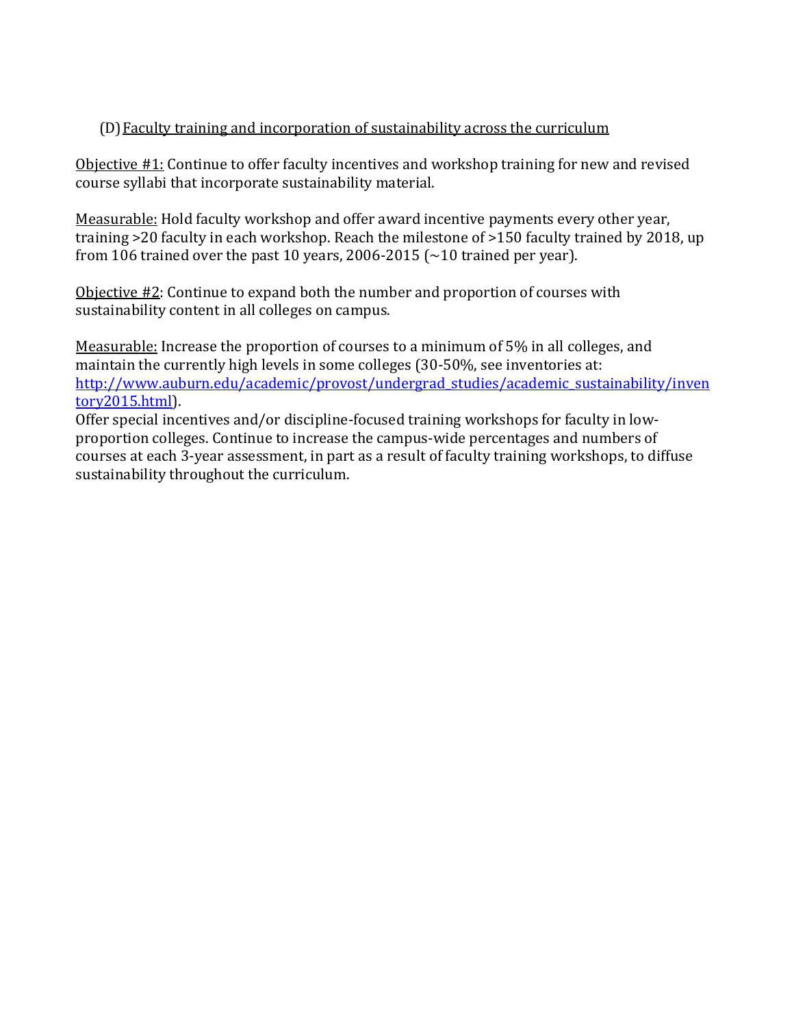(D) Faculty training and incorporation of sustainability across the curriculum

Objective #1: Continue to offer faculty incentives and workshop training for new and revised course syllabi that incorporate sustainability material.

Measurable: Hold faculty workshop and offer award incentive payments every other year, training >20 faculty in each workshop. Reach the milestone of >150 faculty trained by 2018, up from 106 trained over the past 10 years, 2006-2015 (~10 trained per year).

Objective #2: Continue to expand both the number and proportion of courses with sustainability content in all colleges on campus.

Measurable: Increase the proportion of courses to a minimum of 5% in all colleges, and maintain the currently high levels in some colleges (30-50%, see inventories at: [http://www.auburn.edu/academic/provost/undergrad_studies/academic_sustainability/inventory2015.html](http://www.auburn.edu/academic/provost/undergrad_studies/academic_sustainability/inventory2015.html)).

Offer special incentives and/or discipline-focused training workshops for faculty in low-proportion colleges. Continue to increase the campus-wide percentages and numbers of courses at each 3-year assessment, in part as a result of faculty training workshops, to diffuse sustainability throughout the curriculum.